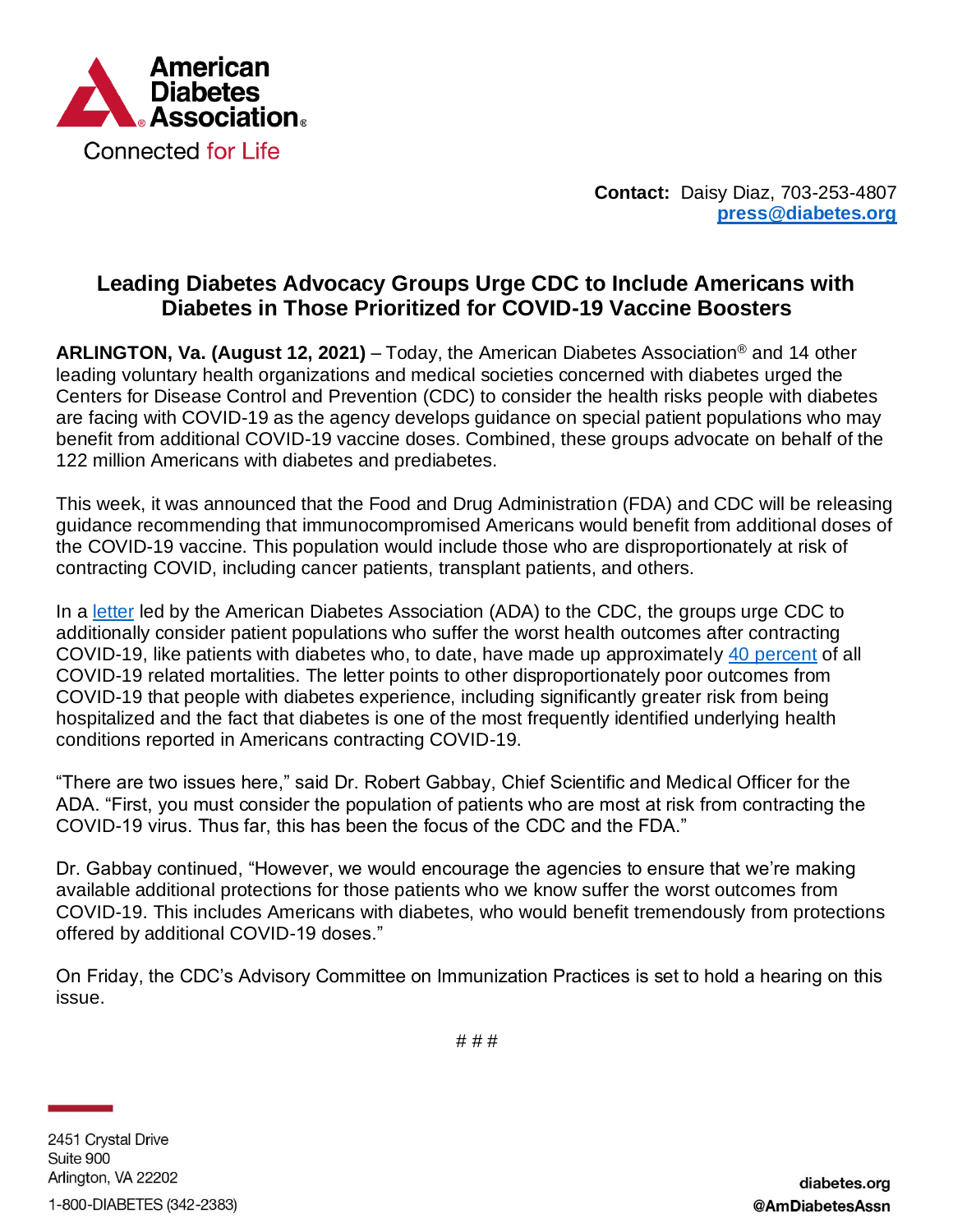American Diabetes Association®

Connected for Life

**Contact:** Daisy Diaz, 703-253-4807
**press@diabetes.org**

## Leading Diabetes Advocacy Groups Urge CDC to Include Americans with Diabetes in Those Prioritized for COVID-19 Vaccine Boosters

**ARLINGTON, Va. (August 12, 2021)** – Today, the American Diabetes Association® and 14 other leading voluntary health organizations and medical societies concerned with diabetes urged the Centers for Disease Control and Prevention (CDC) to consider the health risks people with diabetes are facing with COVID-19 as the agency develops guidance on special patient populations who may benefit from additional COVID-19 vaccine doses. Combined, these groups advocate on behalf of the 122 million Americans with diabetes and prediabetes.

This week, it was announced that the Food and Drug Administration (FDA) and CDC will be releasing guidance recommending that immunocompromised Americans would benefit from additional doses of the COVID-19 vaccine. This population would include those who are disproportionately at risk of contracting COVID, including cancer patients, transplant patients, and others.

In a letter led by the American Diabetes Association (ADA) to the CDC, the groups urge CDC to additionally consider patient populations who suffer the worst health outcomes after contracting COVID-19, like patients with diabetes who, to date, have made up approximately 40 percent of all COVID-19 related mortalities. The letter points to other disproportionately poor outcomes from COVID-19 that people with diabetes experience, including significantly greater risk from being hospitalized and the fact that diabetes is one of the most frequently identified underlying health conditions reported in Americans contracting COVID-19.

"There are two issues here," said Dr. Robert Gabbay, Chief Scientific and Medical Officer for the ADA. "First, you must consider the population of patients who are most at risk from contracting the COVID-19 virus. Thus far, this has been the focus of the CDC and the FDA."

Dr. Gabbay continued, "However, we would encourage the agencies to ensure that we're making available additional protections for those patients who we know suffer the worst outcomes from COVID-19. This includes Americans with diabetes, who would benefit tremendously from protections offered by additional COVID-19 doses."

On Friday, the CDC's Advisory Committee on Immunization Practices is set to hold a hearing on this issue.

# # #

2451 Crystal Drive
Suite 900
Arlington, VA 22202
1-800-DIABETES (342-2383)

diabetes.org
@AmDiabetesAssn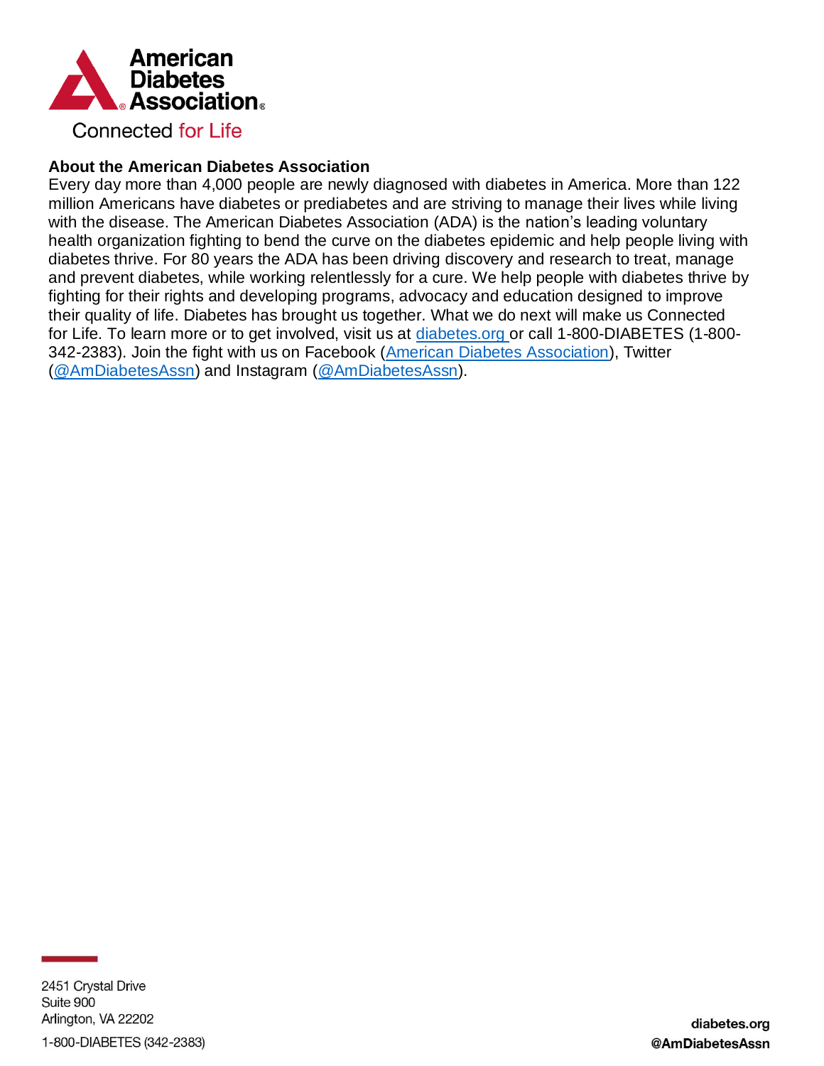American Diabetes Association®

Connected for Life

**About the American Diabetes Association**

Every day more than 4,000 people are newly diagnosed with diabetes in America. More than 122 million Americans have diabetes or prediabetes and are striving to manage their lives while living with the disease. The American Diabetes Association (ADA) is the nation's leading voluntary health organization fighting to bend the curve on the diabetes epidemic and help people living with diabetes thrive. For 80 years the ADA has been driving discovery and research to treat, manage and prevent diabetes, while working relentlessly for a cure. We help people with diabetes thrive by fighting for their rights and developing programs, advocacy and education designed to improve their quality of life. Diabetes has brought us together. What we do next will make us Connected for Life. To learn more or to get involved, visit us at diabetes.org or call 1-800-DIABETES (1-800-342-2383). Join the fight with us on Facebook (American Diabetes Association), Twitter (@AmDiabetesAssn) and Instagram (@AmDiabetesAssn).

2451 Crystal Drive
Suite 900
Arlington, VA 22202

1-800-DIABETES (342-2383)

diabetes.org
@AmDiabetesAssn